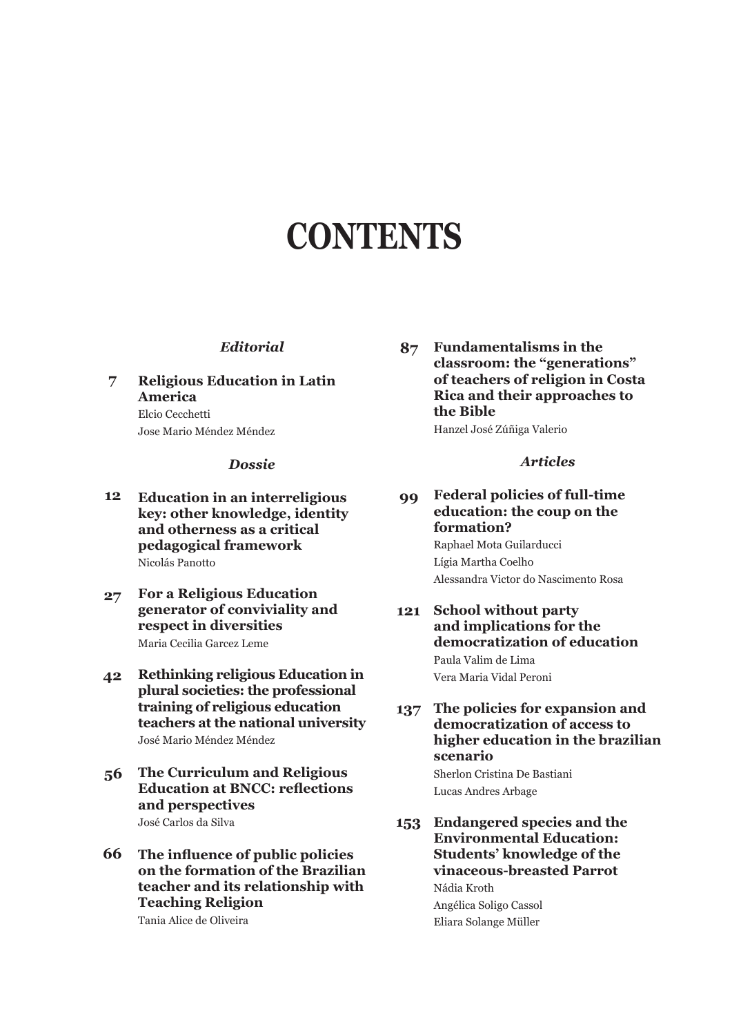# CONTENTS

*Editorial*

**7 Religious Education in Latin America**
Elcio Cecchetti
Jose Mario Méndez Méndez

*Dossie*

**12 Education in an interreligious key: other knowledge, identity and otherness as a critical pedagogical framework**
Nicolás Panotto

**27 For a Religious Education generator of conviviality and respect in diversities**
Maria Cecilia Garcez Leme

**42 Rethinking religious Education in plural societies: the professional training of religious education teachers at the national university**
José Mario Méndez Méndez

**56 The Curriculum and Religious Education at BNCC: reflections and perspectives**
José Carlos da Silva

**66 The influence of public policies on the formation of the Brazilian teacher and its relationship with Teaching Religion**
Tania Alice de Oliveira

**87 Fundamentalisms in the classroom: the "generations" of teachers of religion in Costa Rica and their approaches to the Bible**
Hanzel José Zúñiga Valerio

*Articles*

**99 Federal policies of full-time education: the coup on the formation?**
Raphael Mota Guilarducci
Lígia Martha Coelho
Alessandra Victor do Nascimento Rosa

**121 School without party and implications for the democratization of education**
Paula Valim de Lima
Vera Maria Vidal Peroni

**137 The policies for expansion and democratization of access to higher education in the brazilian scenario**
Sherlon Cristina De Bastiani
Lucas Andres Arbage

**153 Endangered species and the Environmental Education: Students' knowledge of the vinaceous-breasted Parrot**
Nádia Kroth
Angélica Soligo Cassol
Eliara Solange Müller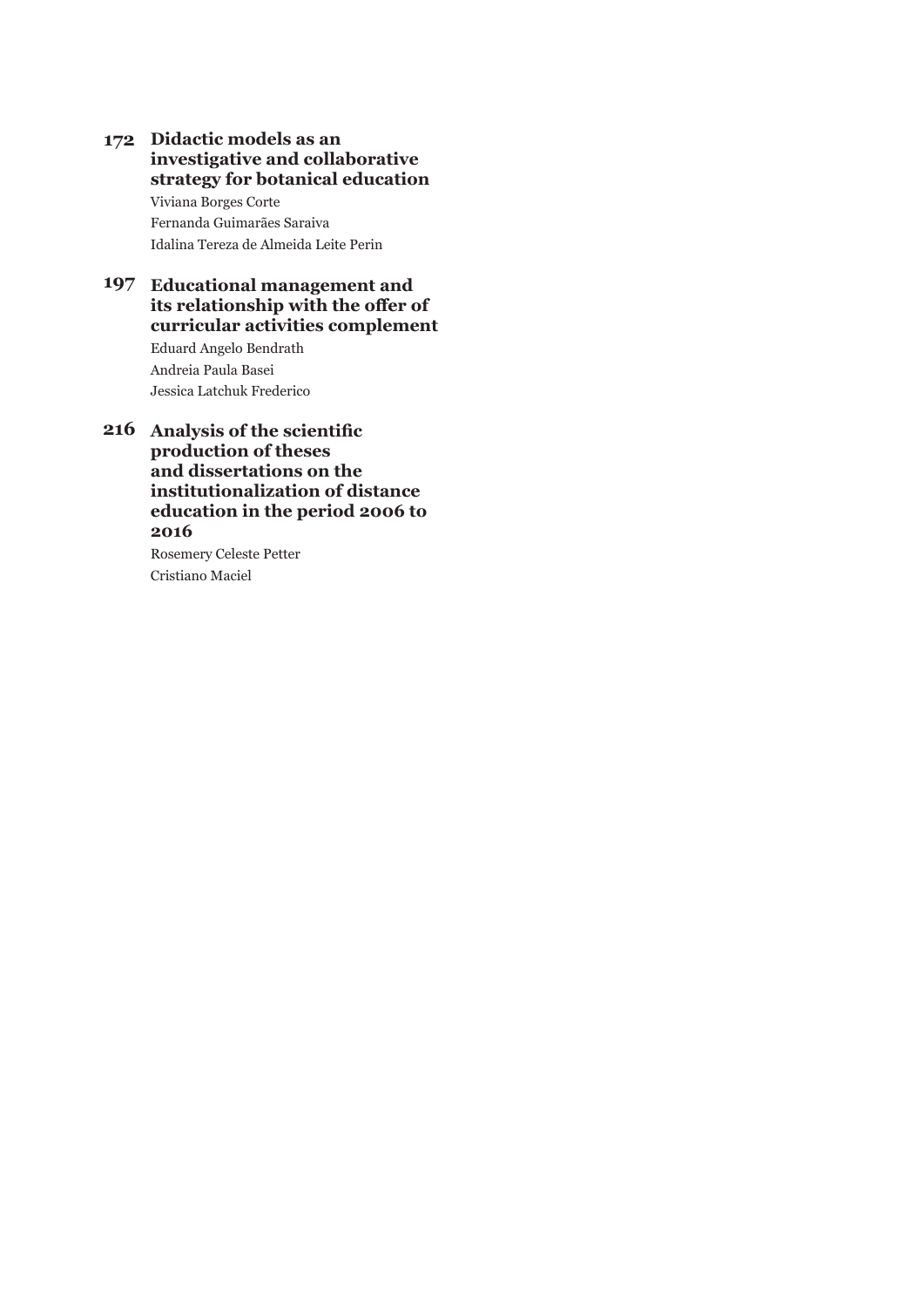**172 Didactic models as an investigative and collaborative strategy for botanical education**

Viviana Borges Corte
Fernanda Guimarães Saraiva
Idalina Tereza de Almeida Leite Perin

**197 Educational management and its relationship with the offer of curricular activities complement**

Eduard Angelo Bendrath
Andreia Paula Basei
Jessica Latchuk Frederico

**216 Analysis of the scientific production of theses and dissertations on the institutionalization of distance education in the period 2006 to 2016**

Rosemery Celeste Petter
Cristiano Maciel